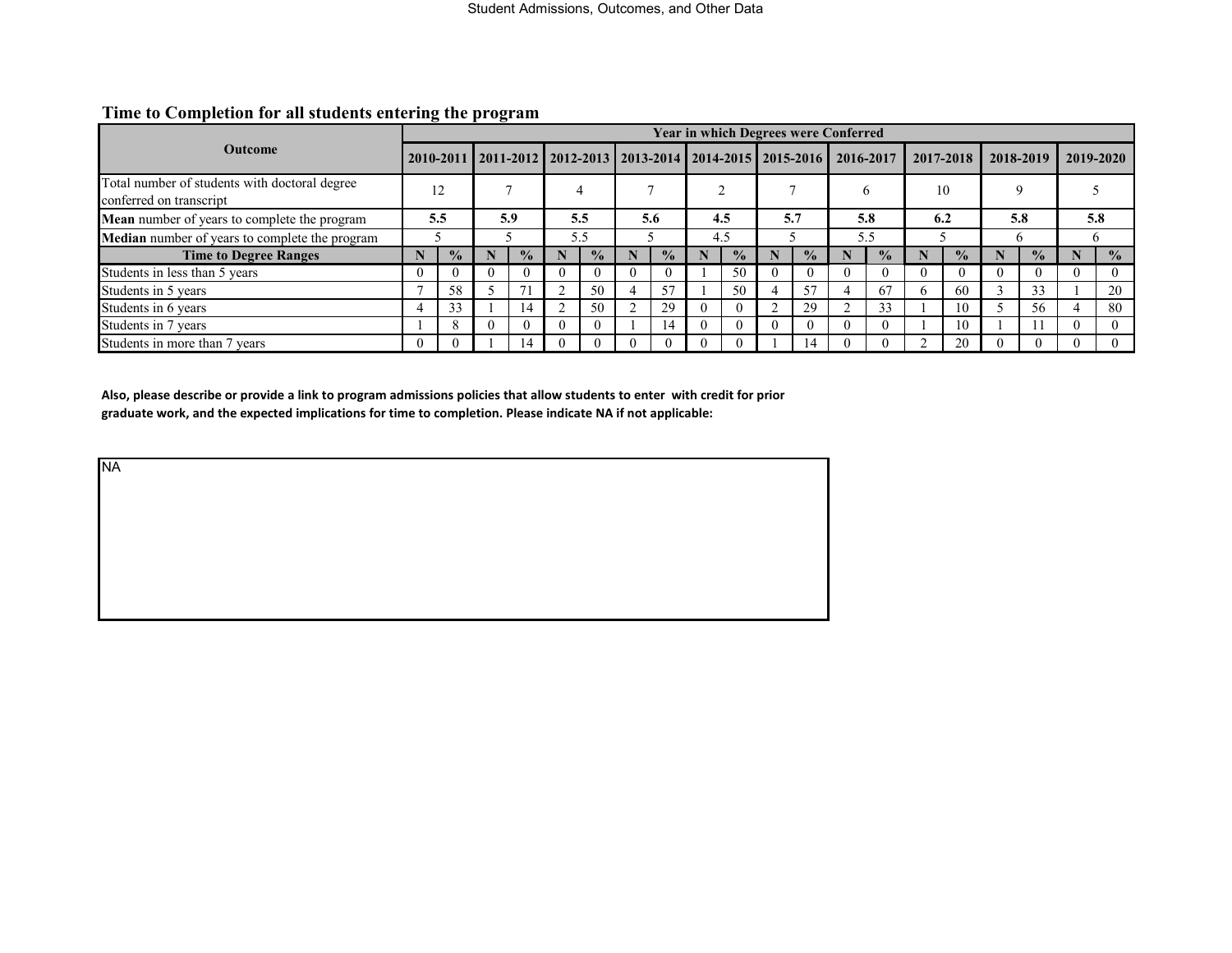## Time to Completion for all students entering the program

| Outcome | Year in which Degrees were Conferred | | | | | | | | | | | | | | | | | | | |
|---|---|---|---|---|---|---|---|---|---|---|---|---|---|---|---|---|---|---|---|---|
| | 2010-2011 | | 2011-2012 | | 2012-2013 | | 2013-2014 | | 2014-2015 | | 2015-2016 | | 2016-2017 | | 2017-2018 | | 2018-2019 | | 2019-2020 | |
| Total number of students with doctoral degree conferred on transcript | 12 | | 7 | | 4 | | 7 | | 2 | | 7 | | 6 | | 10 | | 9 | | 5 | |
| **Mean** number of years to complete the program | **5.5** | | **5.9** | | **5.5** | | **5.6** | | **4.5** | | **5.7** | | **5.8** | | **6.2** | | **5.8** | | **5.8** | |
| **Median** number of years to complete the program | 5 | | 5 | | 5.5 | | 5 | | 4.5 | | 5 | | 5.5 | | 5 | | 6 | | 6 | |
| **Time to Degree Ranges** | **N** | **%** | **N** | **%** | **N** | **%** | **N** | **%** | **N** | **%** | **N** | **%** | **N** | **%** | **N** | **%** | **N** | **%** | **N** | **%** |
| Students in less than 5 years | 0 | 0 | 0 | 0 | 0 | 0 | 0 | 0 | 1 | 50 | 0 | 0 | 0 | 0 | 0 | 0 | 0 | 0 | 0 | 0 |
| Students in 5 years | 7 | 58 | 5 | 71 | 2 | 50 | 4 | 57 | 1 | 50 | 4 | 57 | 4 | 67 | 6 | 60 | 3 | 33 | 1 | 20 |
| Students in 6 years | 4 | 33 | 1 | 14 | 2 | 50 | 2 | 29 | 0 | 0 | 2 | 29 | 2 | 33 | 1 | 10 | 5 | 56 | 4 | 80 |
| Students in 7 years | 1 | 8 | 0 | 0 | 0 | 0 | 1 | 14 | 0 | 0 | 0 | 0 | 0 | 0 | 1 | 10 | 1 | 11 | 0 | 0 |
| Students in more than 7 years | 0 | 0 | 1 | 14 | 0 | 0 | 0 | 0 | 0 | 0 | 1 | 14 | 0 | 0 | 2 | 20 | 0 | 0 | 0 | 0 |

**Also, please describe or provide a link to program admissions policies that allow students to enter with credit for prior graduate work, and the expected implications for time to completion. Please indicate NA if not applicable:**

NA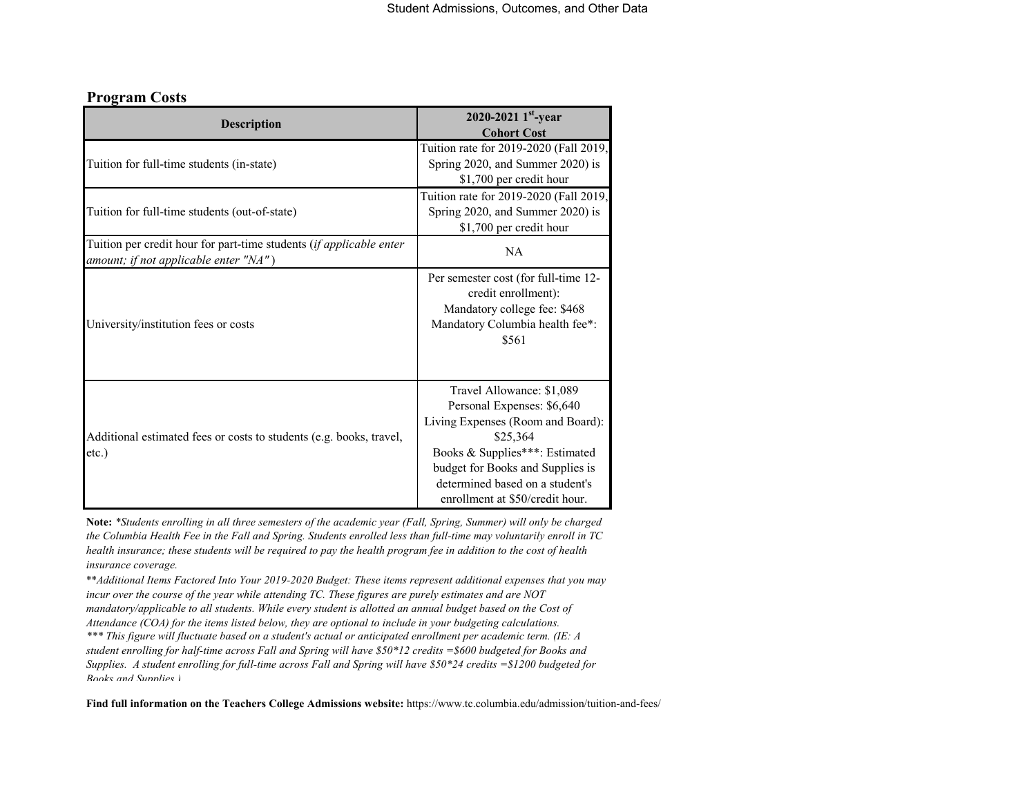## Program Costs

| Description | 2020-2021 1st-year Cohort Cost |
| --- | --- |
| Tuition for full-time students (in-state) | Tuition rate for 2019-2020 (Fall 2019, Spring 2020, and Summer 2020) is $1,700 per credit hour |
| Tuition for full-time students (out-of-state) | Tuition rate for 2019-2020 (Fall 2019, Spring 2020, and Summer 2020) is $1,700 per credit hour |
| Tuition per credit hour for part-time students (*if applicable enter amount; if not applicable enter "NA"*) | NA |
| University/institution fees or costs | Per semester cost (for full-time 12-credit enrollment): Mandatory college fee: $468 Mandatory Columbia health fee*: $561 |
| Additional estimated fees or costs to students (e.g. books, travel, etc.) | Travel Allowance: $1,089 Personal Expenses: $6,640 Living Expenses (Room and Board): $25,364 Books & Supplies***: Estimated budget for Books and Supplies is determined based on a student's enrollment at $50/credit hour. |

**Note:** *\*Students enrolling in all three semesters of the academic year (Fall, Spring, Summer) will only be charged the Columbia Health Fee in the Fall and Spring. Students enrolled less than full-time may voluntarily enroll in TC health insurance; these students will be required to pay the health program fee in addition to the cost of health insurance coverage.*

*\*\*Additional Items Factored Into Your 2019-2020 Budget: These items represent additional expenses that you may incur over the course of the year while attending TC. These figures are purely estimates and are NOT mandatory/applicable to all students. While every student is allotted an annual budget based on the Cost of Attendance (COA) for the items listed below, they are optional to include in your budgeting calculations.*

*\*\*\* This figure will fluctuate based on a student's actual or anticipated enrollment per academic term. (IE: A student enrolling for half-time across Fall and Spring will have $50*12 credits =$600 budgeted for Books and Supplies. A student enrolling for full-time across Fall and Spring will have $50*24 credits =$1200 budgeted for Books and Supplies.)*

**Find full information on the Teachers College Admissions website:** https://www.tc.columbia.edu/admission/tuition-and-fees/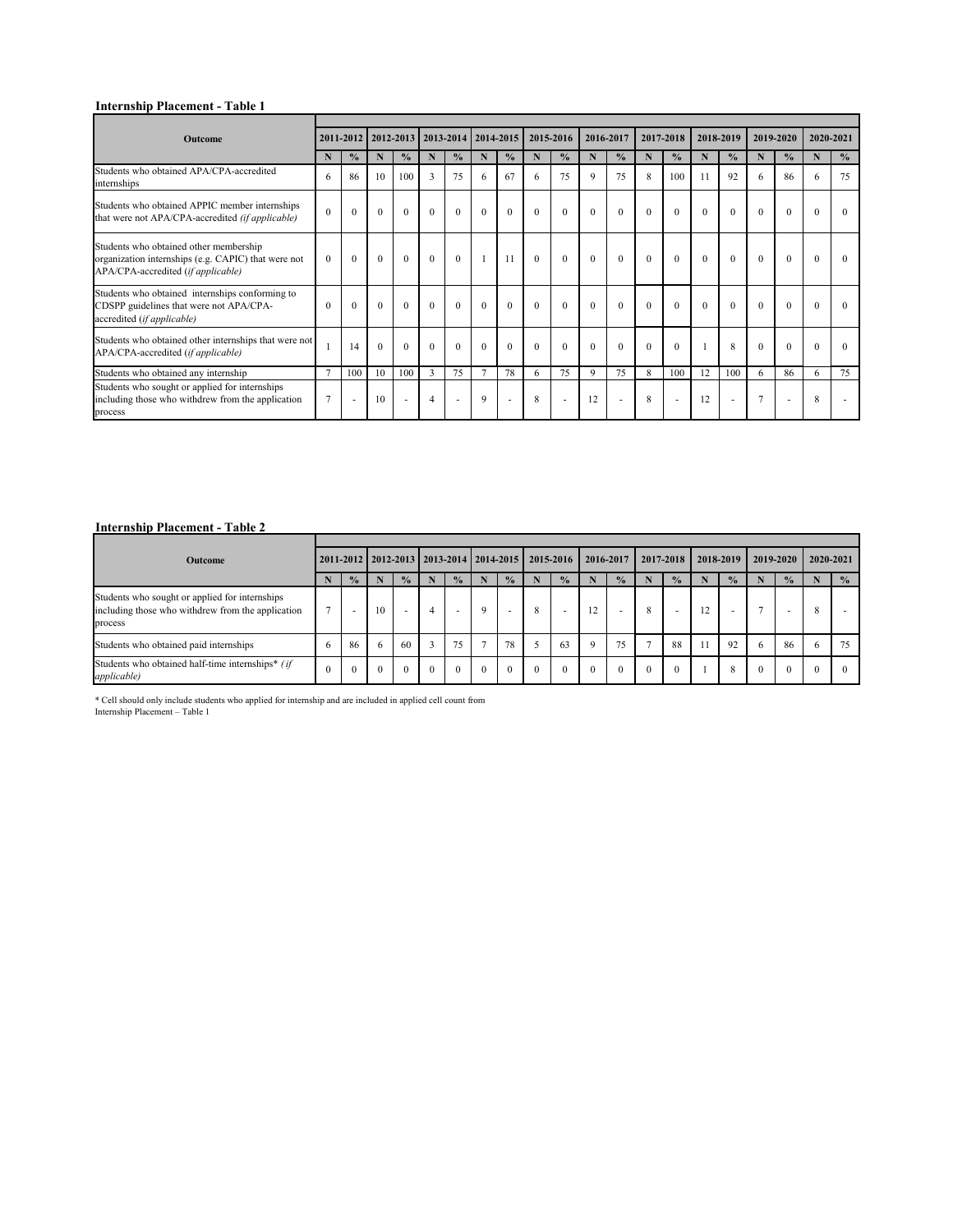**Internship Placement - Table 1**

| Outcome | 2011-2012 | | 2012-2013 | | 2013-2014 | | 2014-2015 | | 2015-2016 | | 2016-2017 | | 2017-2018 | | 2018-2019 | | 2019-2020 | | 2020-2021 | |
|---|---|---|---|---|---|---|---|---|---|---|---|---|---|---|---|---|---|---|---|---|
| | N | % | N | % | N | % | N | % | N | % | N | % | N | % | N | % | N | % | N | % |
| Students who obtained APA/CPA-accredited internships | 6 | 86 | 10 | 100 | 3 | 75 | 6 | 67 | 6 | 75 | 9 | 75 | 8 | 100 | 11 | 92 | 6 | 86 | 6 | 75 |
| Students who obtained APPIC member internships that were not APA/CPA-accredited *(if applicable)* | 0 | 0 | 0 | 0 | 0 | 0 | 0 | 0 | 0 | 0 | 0 | 0 | 0 | 0 | 0 | 0 | 0 | 0 | 0 | 0 |
| Students who obtained other membership organization internships (e.g. CAPIC) that were not APA/CPA-accredited (*if applicable)* | 0 | 0 | 0 | 0 | 0 | 0 | 1 | 11 | 0 | 0 | 0 | 0 | 0 | 0 | 0 | 0 | 0 | 0 | 0 | 0 |
| Students who obtained internships conforming to CDSPP guidelines that were not APA/CPA-accredited (*if applicable)* | 0 | 0 | 0 | 0 | 0 | 0 | 0 | 0 | 0 | 0 | 0 | 0 | 0 | 0 | 0 | 0 | 0 | 0 | 0 | 0 |
| Students who obtained other internships that were not APA/CPA-accredited (*if applicable)* | 1 | 14 | 0 | 0 | 0 | 0 | 0 | 0 | 0 | 0 | 0 | 0 | 0 | 0 | 1 | 8 | 0 | 0 | 0 | 0 |
| Students who obtained any internship | 7 | 100 | 10 | 100 | 3 | 75 | 7 | 78 | 6 | 75 | 9 | 75 | 8 | 100 | 12 | 100 | 6 | 86 | 6 | 75 |
| Students who sought or applied for internships including those who withdrew from the application process | 7 | - | 10 | - | 4 | - | 9 | - | 8 | - | 12 | - | 8 | - | 12 | - | 7 | - | 8 | - |

**Internship Placement - Table 2**

| Outcome | 2011-2012 | | 2012-2013 | | 2013-2014 | | 2014-2015 | | 2015-2016 | | 2016-2017 | | 2017-2018 | | 2018-2019 | | 2019-2020 | | 2020-2021 | |
|---|---|---|---|---|---|---|---|---|---|---|---|---|---|---|---|---|---|---|---|---|
| | N | % | N | % | N | % | N | % | N | % | N | % | N | % | N | % | N | % | N | % |
| Students who sought or applied for internships including those who withdrew from the application process | 7 | - | 10 | - | 4 | - | 9 | - | 8 | - | 12 | - | 8 | - | 12 | - | 7 | - | 8 | - |
| Students who obtained paid internships | 6 | 86 | 6 | 60 | 3 | 75 | 7 | 78 | 5 | 63 | 9 | 75 | 7 | 88 | 11 | 92 | 6 | 86 | 6 | 75 |
| Students who obtained half-time internships* *(if applicable)* | 0 | 0 | 0 | 0 | 0 | 0 | 0 | 0 | 0 | 0 | 0 | 0 | 0 | 0 | 1 | 8 | 0 | 0 | 0 | 0 |

* Cell should only include students who applied for internship and are included in applied cell count from Internship Placement – Table 1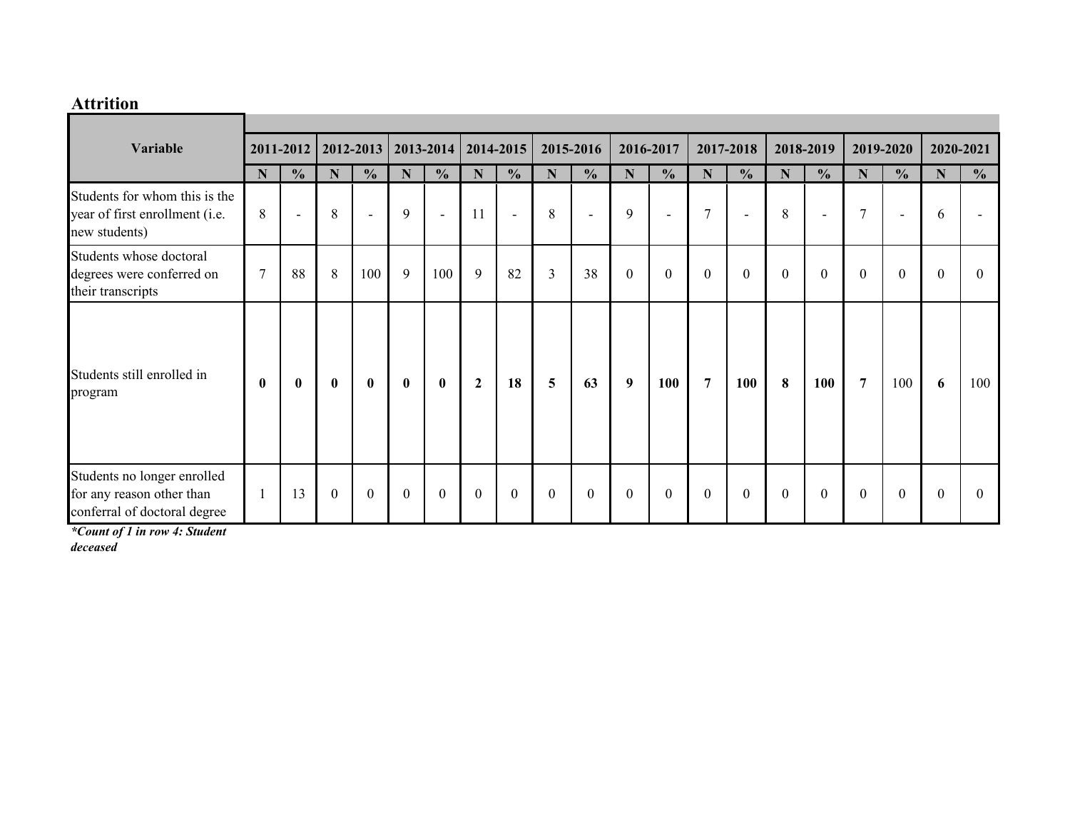## Attrition

| Variable | 2011-2012 | | 2012-2013 | | 2013-2014 | | 2014-2015 | | 2015-2016 | | 2016-2017 | | 2017-2018 | | 2018-2019 | | 2019-2020 | | 2020-2021 | |
|---|---|---|---|---|---|---|---|---|---|---|---|---|---|---|---|---|---|---|---|---|
| | N | % | N | % | N | % | N | % | N | % | N | % | N | % | N | % | N | % | N | % |
| Students for whom this is the year of first enrollment (i.e. new students) | 8 | - | 8 | - | 9 | - | 11 | - | 8 | - | 9 | - | 7 | - | 8 | - | 7 | - | 6 | - |
| Students whose doctoral degrees were conferred on their transcripts | 7 | 88 | 8 | 100 | 9 | 100 | 9 | 82 | 3 | 38 | 0 | 0 | 0 | 0 | 0 | 0 | 0 | 0 | 0 | 0 |
| Students still enrolled in program | **0** | **0** | **0** | **0** | **0** | **0** | **2** | **18** | **5** | **63** | **9** | **100** | **7** | **100** | **8** | **100** | **7** | 100 | **6** | 100 |
| Students no longer enrolled for any reason other than conferral of doctoral degree | 1 | 13 | 0 | 0 | 0 | 0 | 0 | 0 | 0 | 0 | 0 | 0 | 0 | 0 | 0 | 0 | 0 | 0 | 0 | 0 |

***Count of 1 in row 4: Student deceased***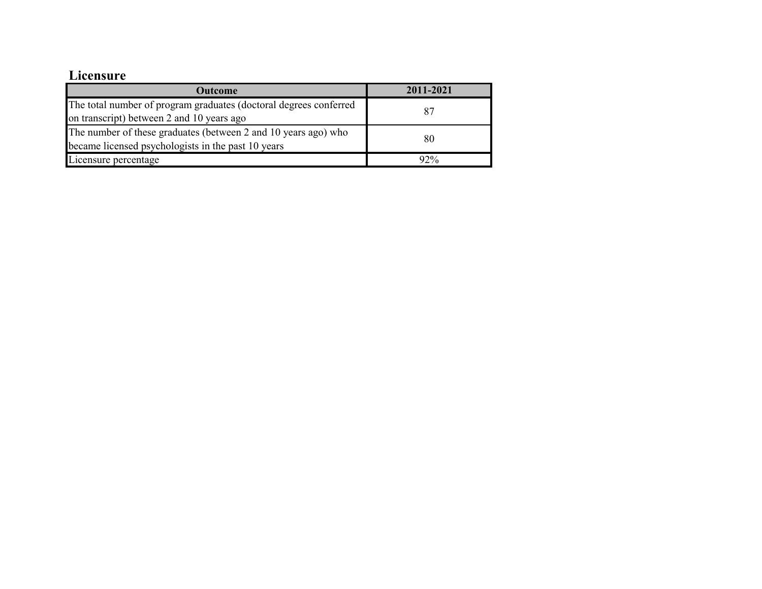## Licensure

| Outcome | 2011-2021 |
|---|---|
| The total number of program graduates (doctoral degrees conferred on transcript) between 2 and 10 years ago | 87 |
| The number of these graduates (between 2 and 10 years ago) who became licensed psychologists in the past 10 years | 80 |
| Licensure percentage | 92% |